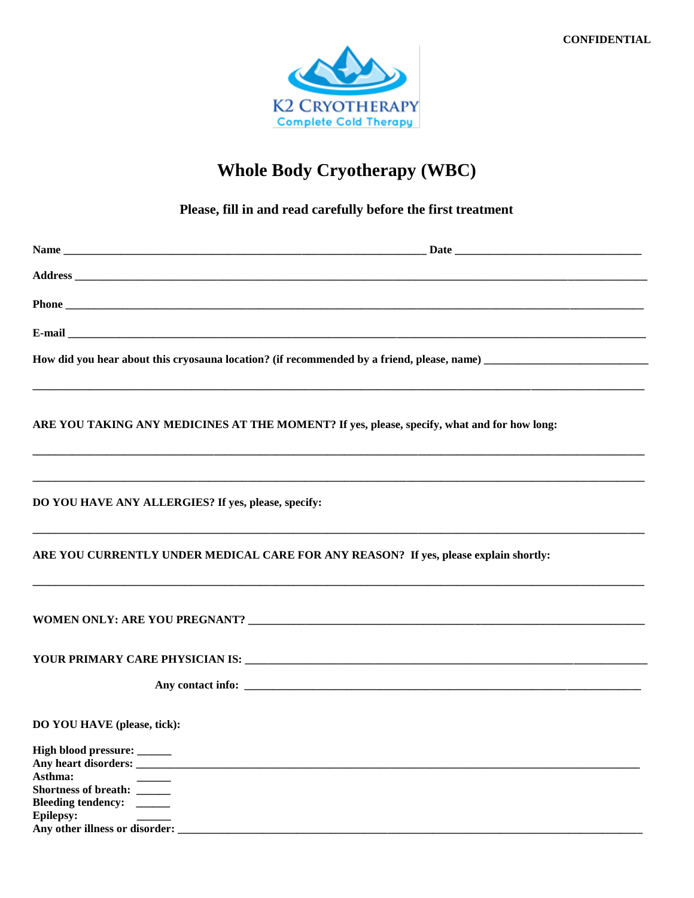CONFIDENTIAL

K2 CRYOTHERAPY
Complete Cold Therapy

# Whole Body Cryotherapy (WBC)

### Please, fill in and read carefully before the first treatment

**Name** ________________________________________________ **Date** ___________________________

**Address** ______________________________________________________________________________

**Phone** ________________________________________________________________________________

**E-mail** _______________________________________________________________________________

**How did you hear about this cryosauna location? (if recommended by a friend, please, name)** ______________________

______________________________________________________________________________________

**ARE YOU TAKING ANY MEDICINES AT THE MOMENT? If yes, please, specify, what and for how long:**

______________________________________________________________________________________

______________________________________________________________________________________

**DO YOU HAVE ANY ALLERGIES? If yes, please, specify:**

______________________________________________________________________________________

**ARE YOU CURRENTLY UNDER MEDICAL CARE FOR ANY REASON? If yes, please explain shortly:**

______________________________________________________________________________________

**WOMEN ONLY: ARE YOU PREGNANT?** _____________________________________________________

**YOUR PRIMARY CARE PHYSICIAN IS:** ____________________________________________________

**Any contact info:** ______________________________________________________

**DO YOU HAVE (please, tick):**

**High blood pressure:** ______
**Any heart disorders:** ________________________________________________________________
**Asthma:** ______
**Shortness of breath:** ______
**Bleeding tendency:** ______
**Epilepsy:** ______
**Any other illness or disorder:** _________________________________________________________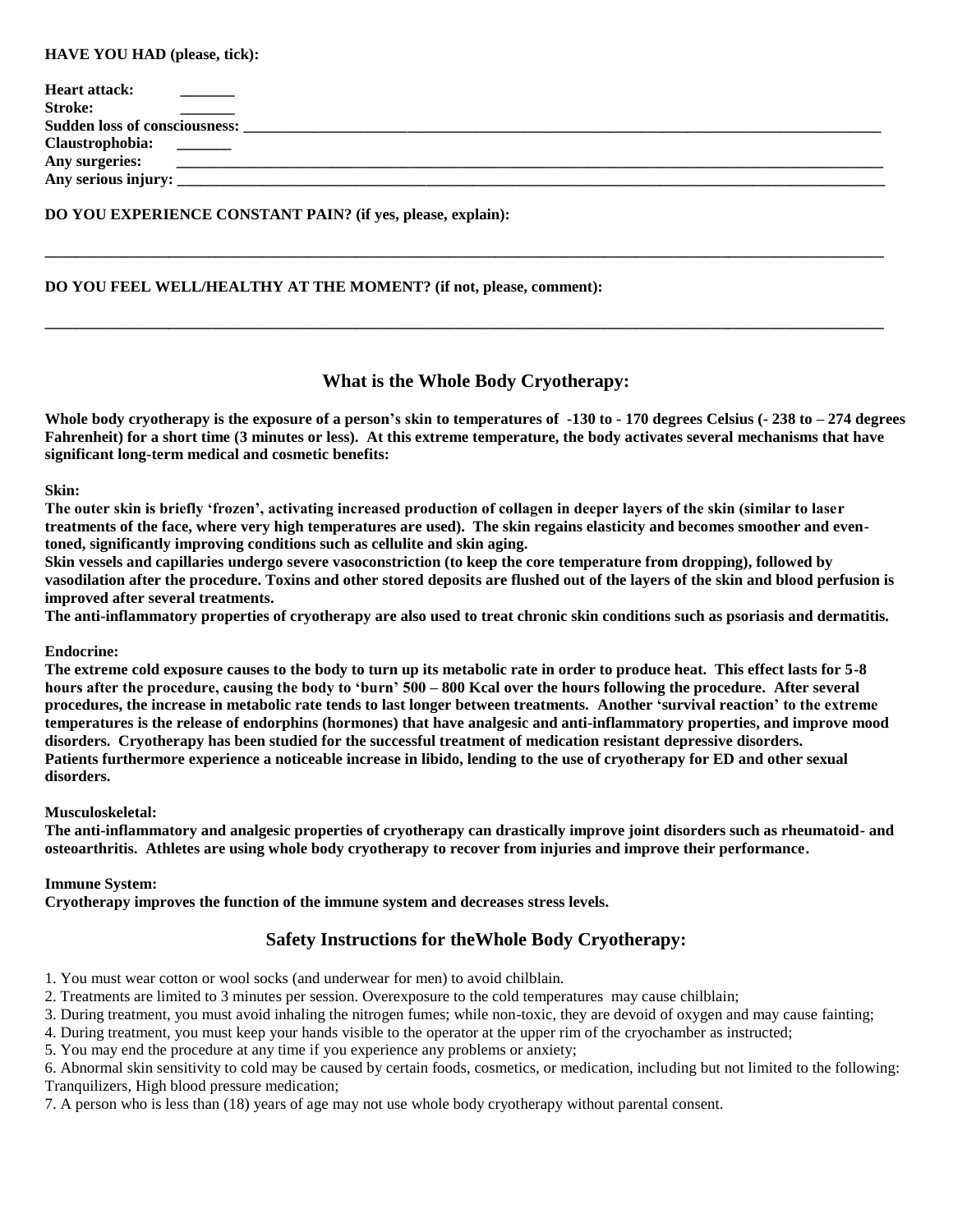**HAVE YOU HAD (please, tick):**

**Heart attack:** _______
**Stroke:** _______
**Sudden loss of consciousness:** ___________________________________________
**Claustrophobia:** _______
**Any surgeries:** ___________________________________________
**Any serious injury:** ___________________________________________

**DO YOU EXPERIENCE CONSTANT PAIN? (if yes, please, explain):**

___________________________________________

**DO YOU FEEL WELL/HEALTHY AT THE MOMENT? (if not, please, comment):**

___________________________________________

## What is the Whole Body Cryotherapy:

**Whole body cryotherapy is the exposure of a person's skin to temperatures of -130 to - 170 degrees Celsius (- 238 to – 274 degrees Fahrenheit) for a short time (3 minutes or less). At this extreme temperature, the body activates several mechanisms that have significant long-term medical and cosmetic benefits:**

**Skin:**
**The outer skin is briefly 'frozen', activating increased production of collagen in deeper layers of the skin (similar to laser treatments of the face, where very high temperatures are used). The skin regains elasticity and becomes smoother and even-toned, significantly improving conditions such as cellulite and skin aging.**
**Skin vessels and capillaries undergo severe vasoconstriction (to keep the core temperature from dropping), followed by vasodilation after the procedure. Toxins and other stored deposits are flushed out of the layers of the skin and blood perfusion is improved after several treatments.**
**The anti-inflammatory properties of cryotherapy are also used to treat chronic skin conditions such as psoriasis and dermatitis.**

**Endocrine:**
**The extreme cold exposure causes to the body to turn up its metabolic rate in order to produce heat. This effect lasts for 5-8 hours after the procedure, causing the body to 'burn' 500 – 800 Kcal over the hours following the procedure. After several procedures, the increase in metabolic rate tends to last longer between treatments. Another 'survival reaction' to the extreme temperatures is the release of endorphins (hormones) that have analgesic and anti-inflammatory properties, and improve mood disorders. Cryotherapy has been studied for the successful treatment of medication resistant depressive disorders.**
**Patients furthermore experience a noticeable increase in libido, lending to the use of cryotherapy for ED and other sexual disorders.**

**Musculoskeletal:**
**The anti-inflammatory and analgesic properties of cryotherapy can drastically improve joint disorders such as rheumatoid- and osteoarthritis. Athletes are using whole body cryotherapy to recover from injuries and improve their performance.**

**Immune System:**
**Cryotherapy improves the function of the immune system and decreases stress levels.**

## Safety Instructions for theWhole Body Cryotherapy:

1. You must wear cotton or wool socks (and underwear for men) to avoid chilblain.
2. Treatments are limited to 3 minutes per session. Overexposure to the cold temperatures may cause chilblain;
3. During treatment, you must avoid inhaling the nitrogen fumes; while non-toxic, they are devoid of oxygen and may cause fainting;
4. During treatment, you must keep your hands visible to the operator at the upper rim of the cryochamber as instructed;
5. You may end the procedure at any time if you experience any problems or anxiety;
6. Abnormal skin sensitivity to cold may be caused by certain foods, cosmetics, or medication, including but not limited to the following: Tranquilizers, High blood pressure medication;
7. A person who is less than (18) years of age may not use whole body cryotherapy without parental consent.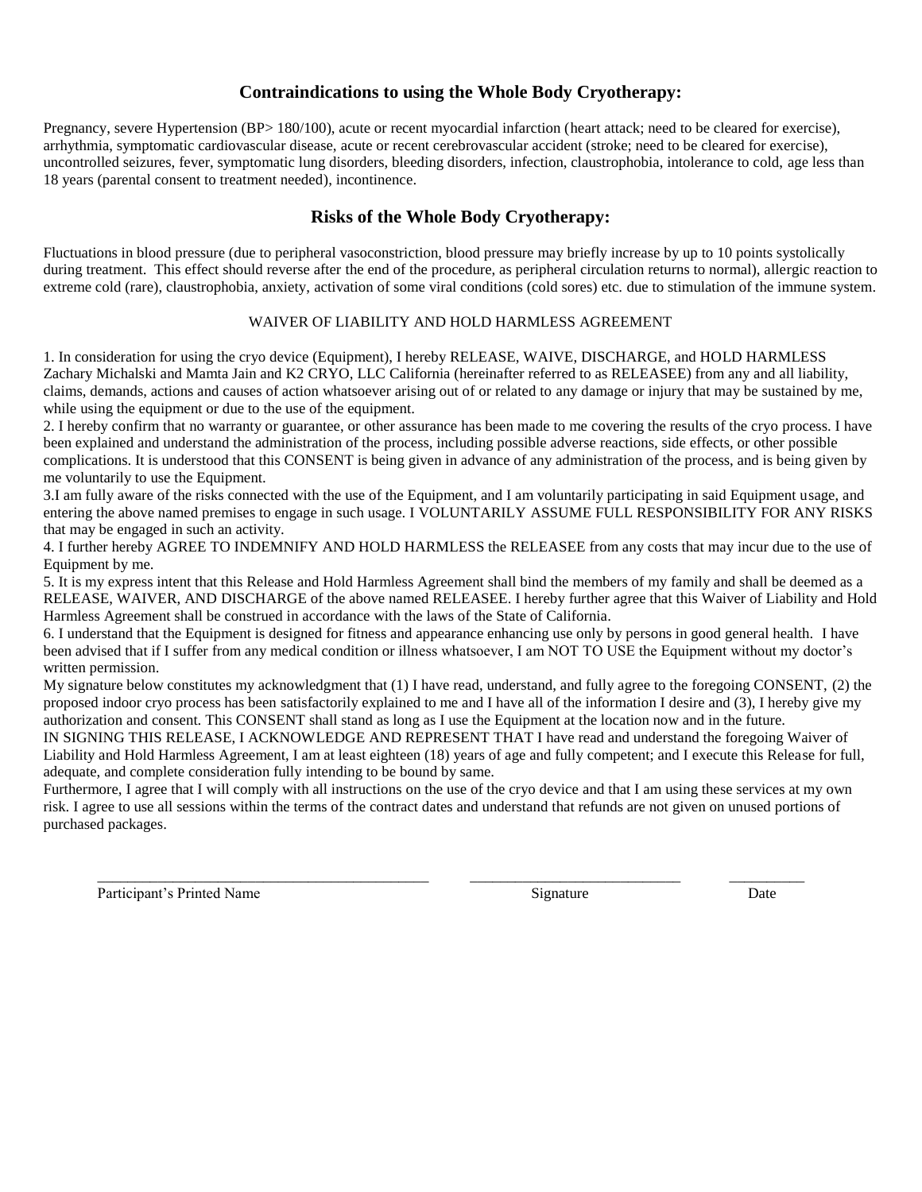## Contraindications to using the Whole Body Cryotherapy:

Pregnancy, severe Hypertension (BP> 180/100), acute or recent myocardial infarction (heart attack; need to be cleared for exercise), arrhythmia, symptomatic cardiovascular disease, acute or recent cerebrovascular accident (stroke; need to be cleared for exercise), uncontrolled seizures, fever, symptomatic lung disorders, bleeding disorders, infection, claustrophobia, intolerance to cold, age less than 18 years (parental consent to treatment needed), incontinence.

## Risks of the Whole Body Cryotherapy:

Fluctuations in blood pressure (due to peripheral vasoconstriction, blood pressure may briefly increase by up to 10 points systolically during treatment. This effect should reverse after the end of the procedure, as peripheral circulation returns to normal), allergic reaction to extreme cold (rare), claustrophobia, anxiety, activation of some viral conditions (cold sores) etc. due to stimulation of the immune system.

WAIVER OF LIABILITY AND HOLD HARMLESS AGREEMENT

1. In consideration for using the cryo device (Equipment), I hereby RELEASE, WAIVE, DISCHARGE, and HOLD HARMLESS Zachary Michalski and Mamta Jain and K2 CRYO, LLC California (hereinafter referred to as RELEASEE) from any and all liability, claims, demands, actions and causes of action whatsoever arising out of or related to any damage or injury that may be sustained by me, while using the equipment or due to the use of the equipment.
2. I hereby confirm that no warranty or guarantee, or other assurance has been made to me covering the results of the cryo process. I have been explained and understand the administration of the process, including possible adverse reactions, side effects, or other possible complications. It is understood that this CONSENT is being given in advance of any administration of the process, and is being given by me voluntarily to use the Equipment.
3. I am fully aware of the risks connected with the use of the Equipment, and I am voluntarily participating in said Equipment usage, and entering the above named premises to engage in such usage. I VOLUNTARILY ASSUME FULL RESPONSIBILITY FOR ANY RISKS that may be engaged in such an activity.
4. I further hereby AGREE TO INDEMNIFY AND HOLD HARMLESS the RELEASEE from any costs that may incur due to the use of Equipment by me.
5. It is my express intent that this Release and Hold Harmless Agreement shall bind the members of my family and shall be deemed as a RELEASE, WAIVER, AND DISCHARGE of the above named RELEASEE. I hereby further agree that this Waiver of Liability and Hold Harmless Agreement shall be construed in accordance with the laws of the State of California.
6. I understand that the Equipment is designed for fitness and appearance enhancing use only by persons in good general health. I have been advised that if I suffer from any medical condition or illness whatsoever, I am NOT TO USE the Equipment without my doctor's written permission.

My signature below constitutes my acknowledgment that (1) I have read, understand, and fully agree to the foregoing CONSENT, (2) the proposed indoor cryo process has been satisfactorily explained to me and I have all of the information I desire and (3), I hereby give my authorization and consent. This CONSENT shall stand as long as I use the Equipment at the location now and in the future.

IN SIGNING THIS RELEASE, I ACKNOWLEDGE AND REPRESENT THAT I have read and understand the foregoing Waiver of Liability and Hold Harmless Agreement, I am at least eighteen (18) years of age and fully competent; and I execute this Release for full, adequate, and complete consideration fully intending to be bound by same.

Furthermore, I agree that I will comply with all instructions on the use of the cryo device and that I am using these services at my own risk. I agree to use all sessions within the terms of the contract dates and understand that refunds are not given on unused portions of purchased packages.

| | | |
|---|---|---|
| ______________________________ | ______________________________ | __________ |
| Participant's Printed Name | Signature | Date |